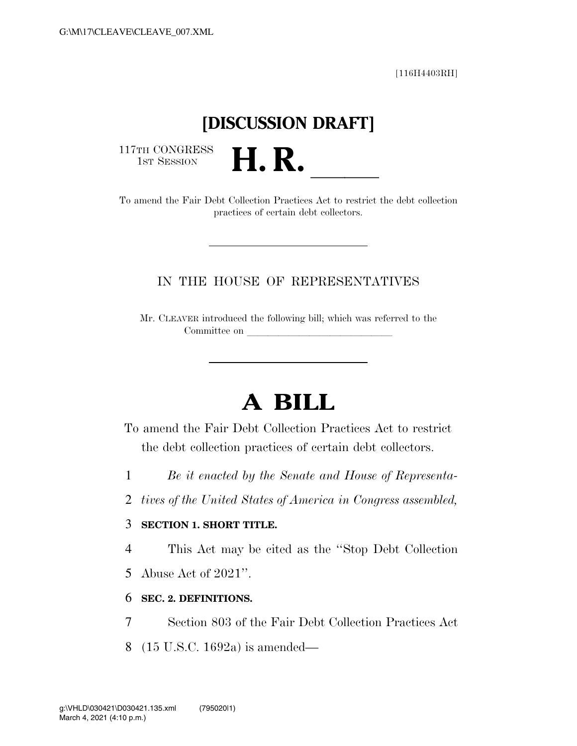[116H4403RH]

# [DISCUSSION DRAFT]

117TH CONGRESS
1ST SESSION

# H. R. ______

To amend the Fair Debt Collection Practices Act to restrict the debt collection practices of certain debt collectors.

---

IN THE HOUSE OF REPRESENTATIVES

Mr. CLEAVER introduced the following bill; which was referred to the Committee on ______________________________

---

# A BILL

To amend the Fair Debt Collection Practices Act to restrict the debt collection practices of certain debt collectors.

1 *Be it enacted by the Senate and House of Representa-*
2 *tives of the United States of America in Congress assembled,*

3 **SECTION 1. SHORT TITLE.**

4 This Act may be cited as the ''Stop Debt Collection
5 Abuse Act of 2021''.

6 **SEC. 2. DEFINITIONS.**

7 Section 803 of the Fair Debt Collection Practices Act
8 (15 U.S.C. 1692a) is amended—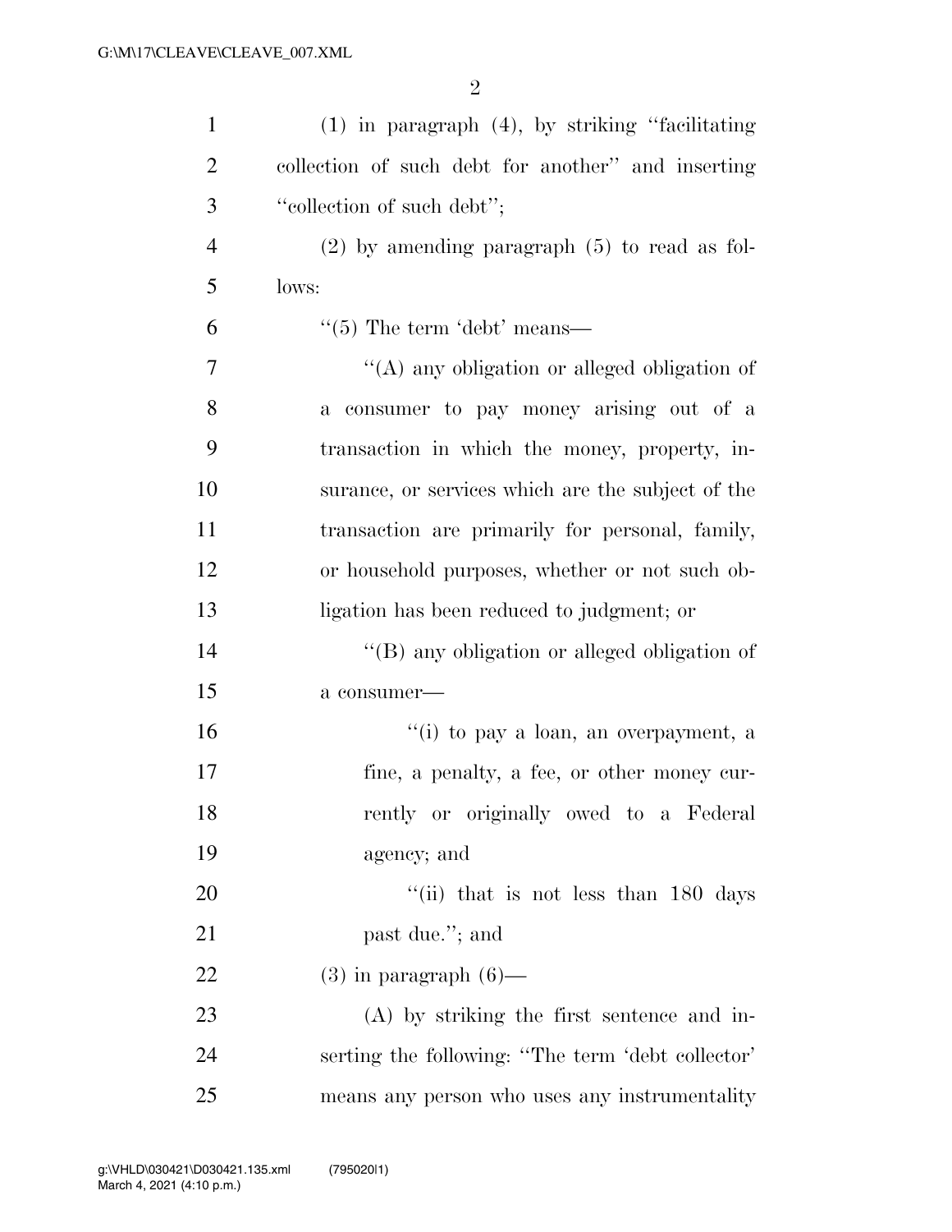(1) in paragraph (4), by striking ''facilitating collection of such debt for another'' and inserting ''collection of such debt'';

(2) by amending paragraph (5) to read as follows:

''(5) The term 'debt' means—

''(A) any obligation or alleged obligation of a consumer to pay money arising out of a transaction in which the money, property, insurance, or services which are the subject of the transaction are primarily for personal, family, or household purposes, whether or not such obligation has been reduced to judgment; or

''(B) any obligation or alleged obligation of a consumer—

''(i) to pay a loan, an overpayment, a fine, a penalty, a fee, or other money currently or originally owed to a Federal agency; and

''(ii) that is not less than 180 days past due.''; and

(3) in paragraph (6)—

(A) by striking the first sentence and inserting the following: ''The term 'debt collector' means any person who uses any instrumentality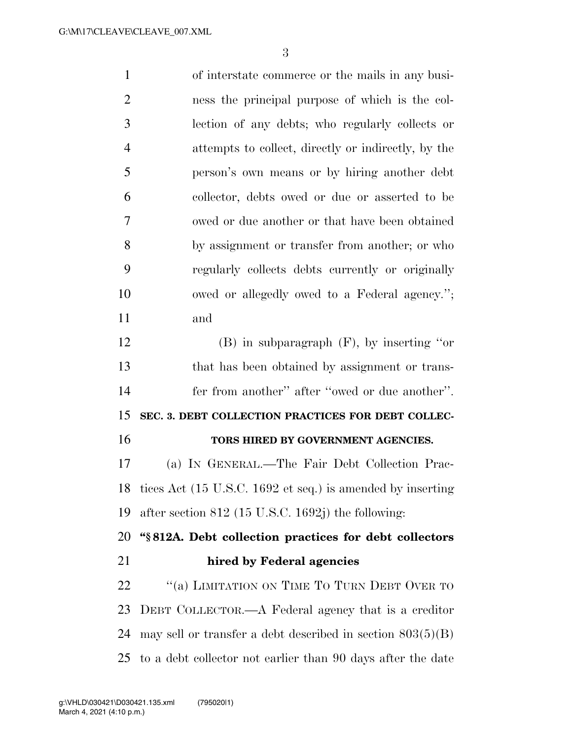of interstate commerce or the mails in any business the principal purpose of which is the collection of any debts; who regularly collects or attempts to collect, directly or indirectly, by the person's own means or by hiring another debt collector, debts owed or due or asserted to be owed or due another or that have been obtained by assignment or transfer from another; or who regularly collects debts currently or originally owed or allegedly owed to a Federal agency.''; and

(B) in subparagraph (F), by inserting ''or that has been obtained by assignment or transfer from another'' after ''owed or due another''.

**SEC. 3. DEBT COLLECTION PRACTICES FOR DEBT COLLECTORS HIRED BY GOVERNMENT AGENCIES.**

(a) IN GENERAL.—The Fair Debt Collection Practices Act (15 U.S.C. 1692 et seq.) is amended by inserting after section 812 (15 U.S.C. 1692j) the following:

**''§ 812A. Debt collection practices for debt collectors hired by Federal agencies**

''(a) LIMITATION ON TIME TO TURN DEBT OVER TO DEBT COLLECTOR.—A Federal agency that is a creditor may sell or transfer a debt described in section 803(5)(B) to a debt collector not earlier than 90 days after the date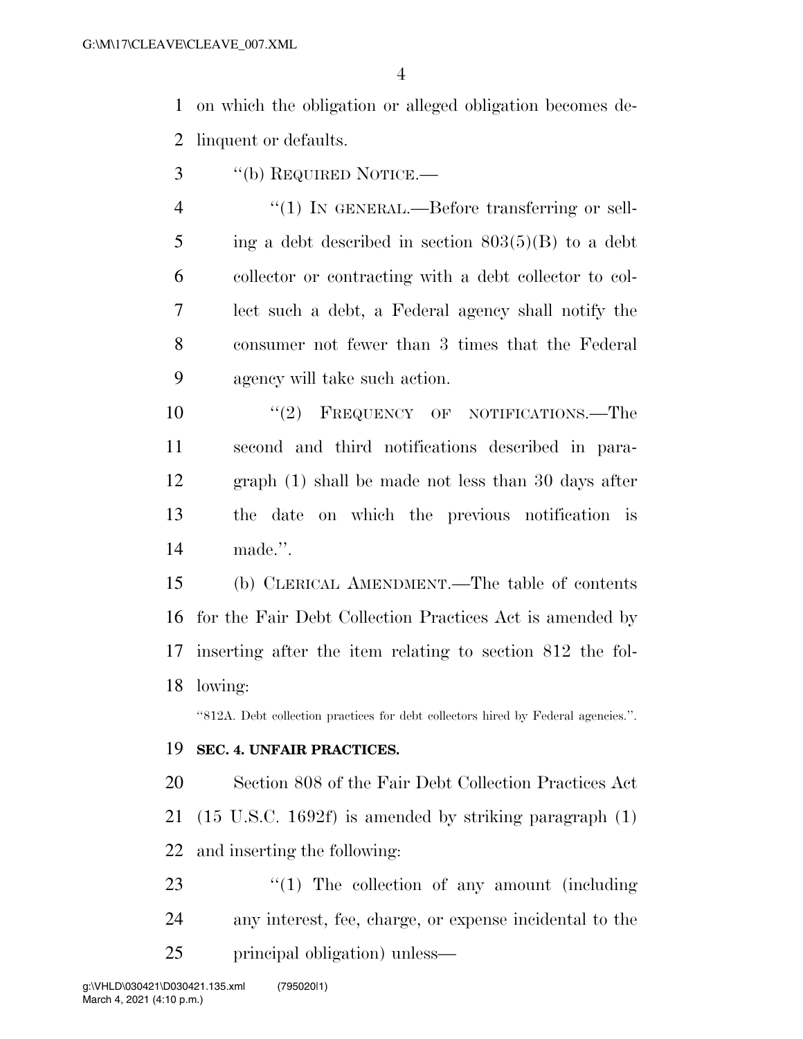on which the obligation or alleged obligation becomes delinquent or defaults.

"(b) REQUIRED NOTICE.—

"(1) IN GENERAL.—Before transferring or selling a debt described in section 803(5)(B) to a debt collector or contracting with a debt collector to collect such a debt, a Federal agency shall notify the consumer not fewer than 3 times that the Federal agency will take such action.

"(2) FREQUENCY OF NOTIFICATIONS.—The second and third notifications described in paragraph (1) shall be made not less than 30 days after the date on which the previous notification is made.".

(b) CLERICAL AMENDMENT.—The table of contents for the Fair Debt Collection Practices Act is amended by inserting after the item relating to section 812 the following:

"812A. Debt collection practices for debt collectors hired by Federal agencies.".

**SEC. 4. UNFAIR PRACTICES.**

Section 808 of the Fair Debt Collection Practices Act (15 U.S.C. 1692f) is amended by striking paragraph (1) and inserting the following:

"(1) The collection of any amount (including any interest, fee, charge, or expense incidental to the principal obligation) unless—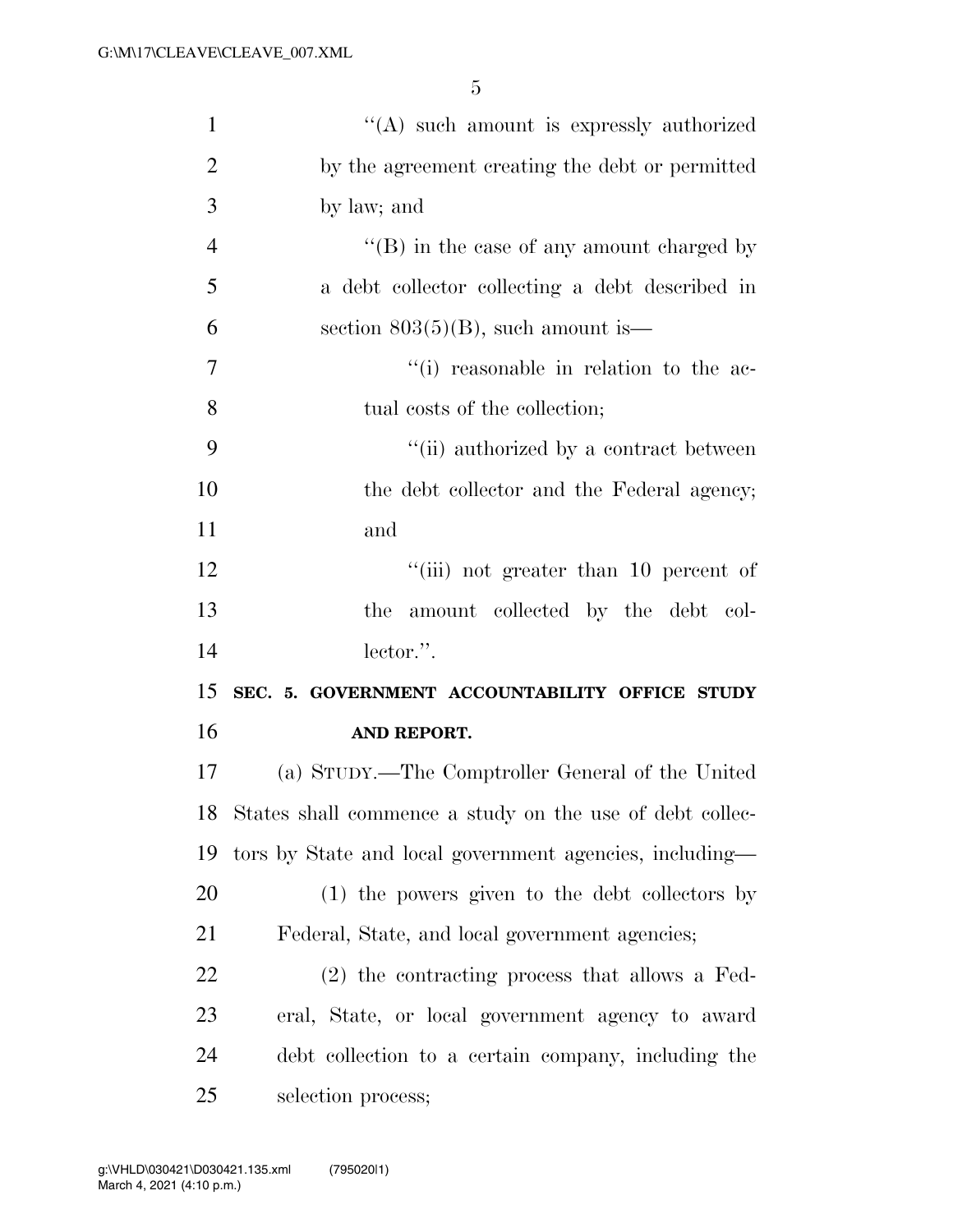''(A) such amount is expressly authorized by the agreement creating the debt or permitted by law; and

''(B) in the case of any amount charged by a debt collector collecting a debt described in section 803(5)(B), such amount is—

''(i) reasonable in relation to the actual costs of the collection;

''(ii) authorized by a contract between the debt collector and the Federal agency; and

''(iii) not greater than 10 percent of the amount collected by the debt collector.''.

**SEC. 5. GOVERNMENT ACCOUNTABILITY OFFICE STUDY AND REPORT.**

(a) STUDY.—The Comptroller General of the United States shall commence a study on the use of debt collectors by State and local government agencies, including—

(1) the powers given to the debt collectors by Federal, State, and local government agencies;

(2) the contracting process that allows a Federal, State, or local government agency to award debt collection to a certain company, including the selection process;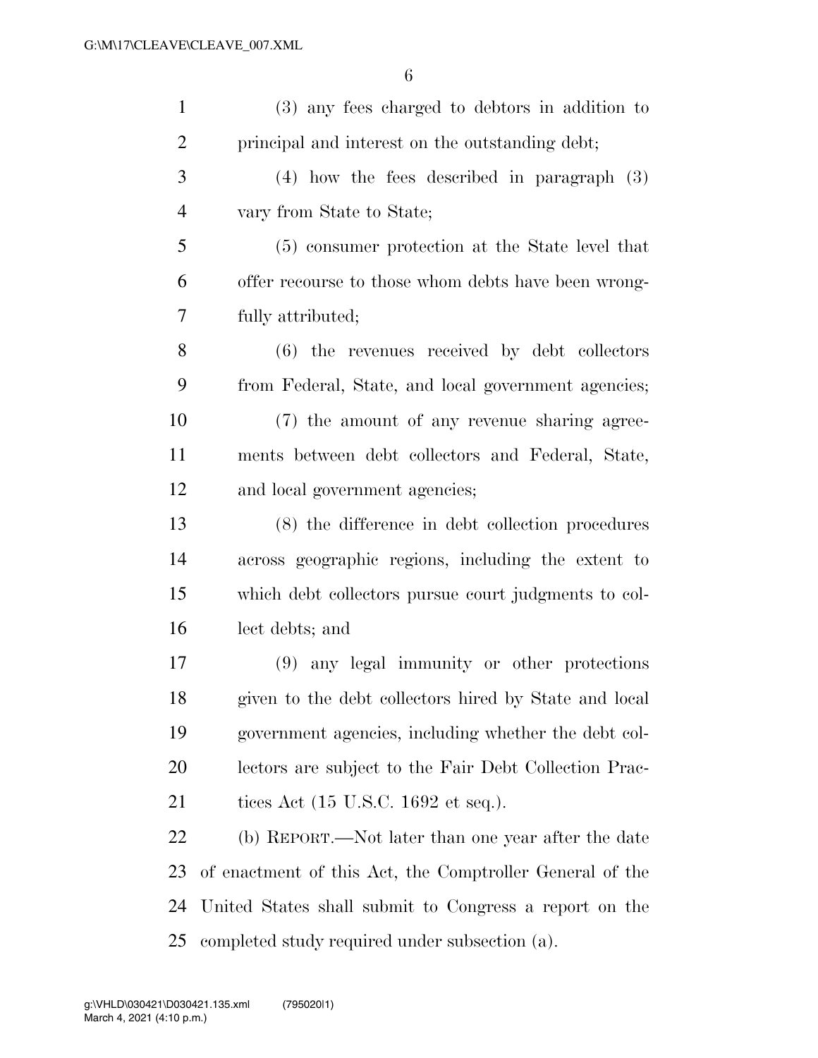(3) any fees charged to debtors in addition to principal and interest on the outstanding debt;

(4) how the fees described in paragraph (3) vary from State to State;

(5) consumer protection at the State level that offer recourse to those whom debts have been wrongfully attributed;

(6) the revenues received by debt collectors from Federal, State, and local government agencies;

(7) the amount of any revenue sharing agreements between debt collectors and Federal, State, and local government agencies;

(8) the difference in debt collection procedures across geographic regions, including the extent to which debt collectors pursue court judgments to collect debts; and

(9) any legal immunity or other protections given to the debt collectors hired by State and local government agencies, including whether the debt collectors are subject to the Fair Debt Collection Practices Act (15 U.S.C. 1692 et seq.).

(b) REPORT.—Not later than one year after the date of enactment of this Act, the Comptroller General of the United States shall submit to Congress a report on the completed study required under subsection (a).